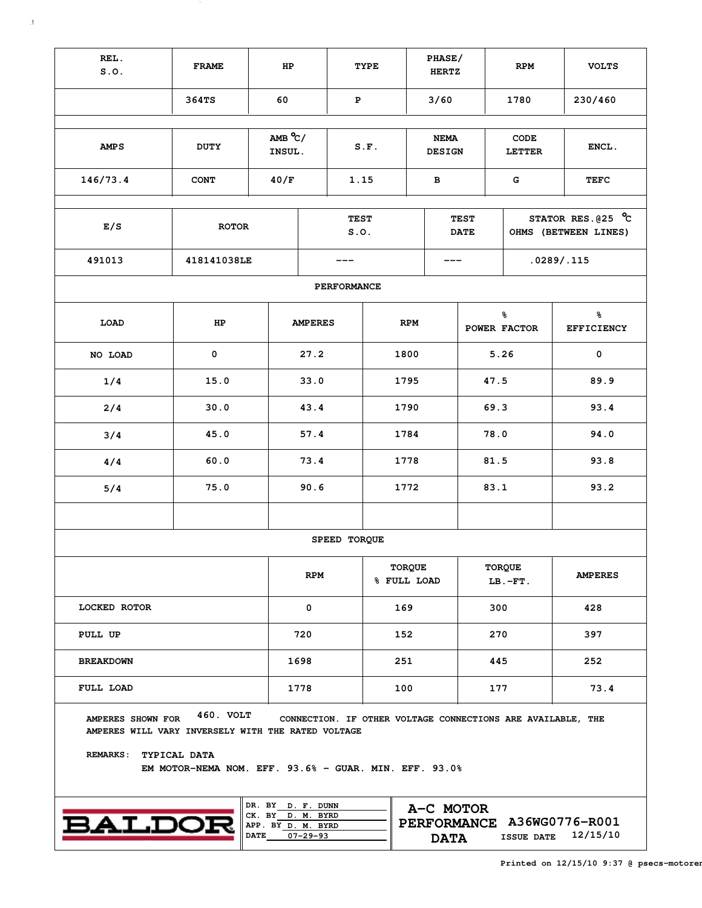| REL. S.O. | FRAME | HP | TYPE | PHASE/ HERTZ | RPM | VOLTS |
|---|---|---|---|---|---|---|
| | 364TS | 60 | P | 3/60 | 1780 | 230/460 |

| AMPS | DUTY | AMB °C/ INSUL. | S.F. | NEMA DESIGN | CODE LETTER | ENCL. |
|---|---|---|---|---|---|---|
| 146/73.4 | CONT | 40/F | 1.15 | B | G | TEFC |

| E/S | ROTOR | TEST S.O. | TEST DATE | STATOR RES.@25 °C OHMS (BETWEEN LINES) |
|---|---|---|---|---|
| 491013 | 418141038LE | --- | --- | .0289/.115 |

**PERFORMANCE**

| LOAD | HP | AMPERES | RPM | % POWER FACTOR | % EFFICIENCY |
|---|---|---|---|---|---|
| NO LOAD | 0 | 27.2 | 1800 | 5.26 | 0 |
| 1/4 | 15.0 | 33.0 | 1795 | 47.5 | 89.9 |
| 2/4 | 30.0 | 43.4 | 1790 | 69.3 | 93.4 |
| 3/4 | 45.0 | 57.4 | 1784 | 78.0 | 94.0 |
| 4/4 | 60.0 | 73.4 | 1778 | 81.5 | 93.8 |
| 5/4 | 75.0 | 90.6 | 1772 | 83.1 | 93.2 |

**SPEED TORQUE**

| | RPM | TORQUE % FULL LOAD | TORQUE LB.-FT. | AMPERES |
|---|---|---|---|---|
| LOCKED ROTOR | 0 | 169 | 300 | 428 |
| PULL UP | 720 | 152 | 270 | 397 |
| BREAKDOWN | 1698 | 251 | 445 | 252 |
| FULL LOAD | 1778 | 100 | 177 | 73.4 |

AMPERES SHOWN FOR 460. VOLT CONNECTION. IF OTHER VOLTAGE CONNECTIONS ARE AVAILABLE, THE AMPERES WILL VARY INVERSELY WITH THE RATED VOLTAGE

REMARKS: TYPICAL DATA
EM MOTOR-NEMA NOM. EFF. 93.6% - GUAR. MIN. EFF. 93.0%

BALDOR

DR. BY D. F. DUNN
CK. BY D. M. BYRD
APP. BY D. M. BYRD
DATE 07-29-93

**A-C MOTOR PERFORMANCE DATA** A36WG0776-R001
ISSUE DATE 12/15/10

Printed on 12/15/10 9:37 @ psecs-motorer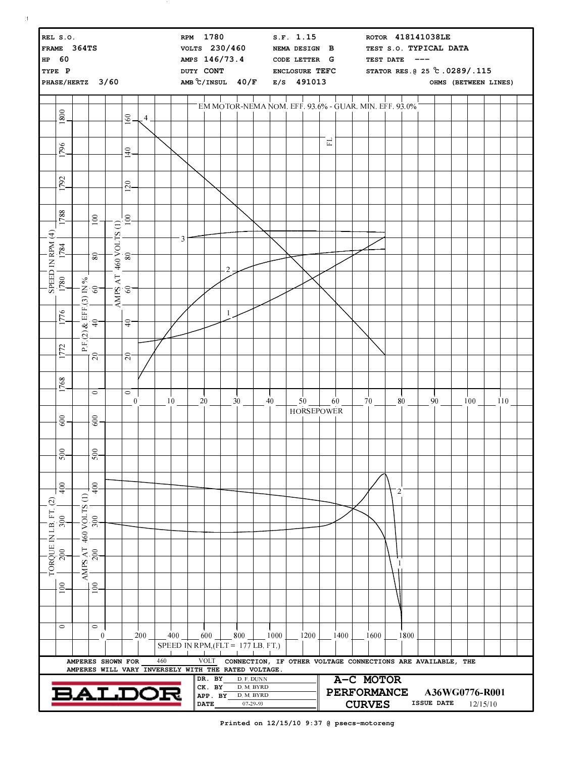| | | | |
|---|---|---|---|
| REL S.O. | RPM 1780 | S.F. 1.15 | ROTOR 418141038LE |
| FRAME 364TS | VOLTS 230/460 | NEMA DESIGN B | TEST S.O. TYPICAL DATA |
| HP 60 | AMPS 146/73.4 | CODE LETTER G | TEST DATE --- |
| TYPE P | DUTY CONT | ENCLOSURE TEFC | STATOR RES.@ 25 ℃ .0289/.115 |
| PHASE/HERTZ 3/60 | AMB ℃/INSUL 40/F | E/S 491013 | OHMS (BETWEEN LINES) |

EM MOTOR-NEMA NOM. EFF. 93.6% - GUAR. MIN. EFF. 93.0%

SPEED IN RPM (4) | P.F.(2) & EFF.(3) IN % | AMPS AT 460 VOLTS (1)

HORSEPOWER

TORQUE IN LB. FT. (2) | AMPS AT 460 VOLTS (1)

SPEED IN RPM,(FLT = 177 LB. FT.)

AMPERES SHOWN FOR 460 VOLT CONNECTION, IF OTHER VOLTAGE CONNECTIONS ARE AVAILABLE, THE AMPERES WILL VARY INVERSELY WITH THE RATED VOLTAGE.

**BALDOR**

| | |
|---|---|
| DR. BY | D. F. DUNN |
| CK. BY | D. M. BYRD |
| APP. BY | D. M. BYRD |
| DATE | 07-29-93 |

**A-C MOTOR PERFORMANCE CURVES** A36WG0776-R001

ISSUE DATE 12/15/10

Printed on 12/15/10 9:37 @ psecs-motoreng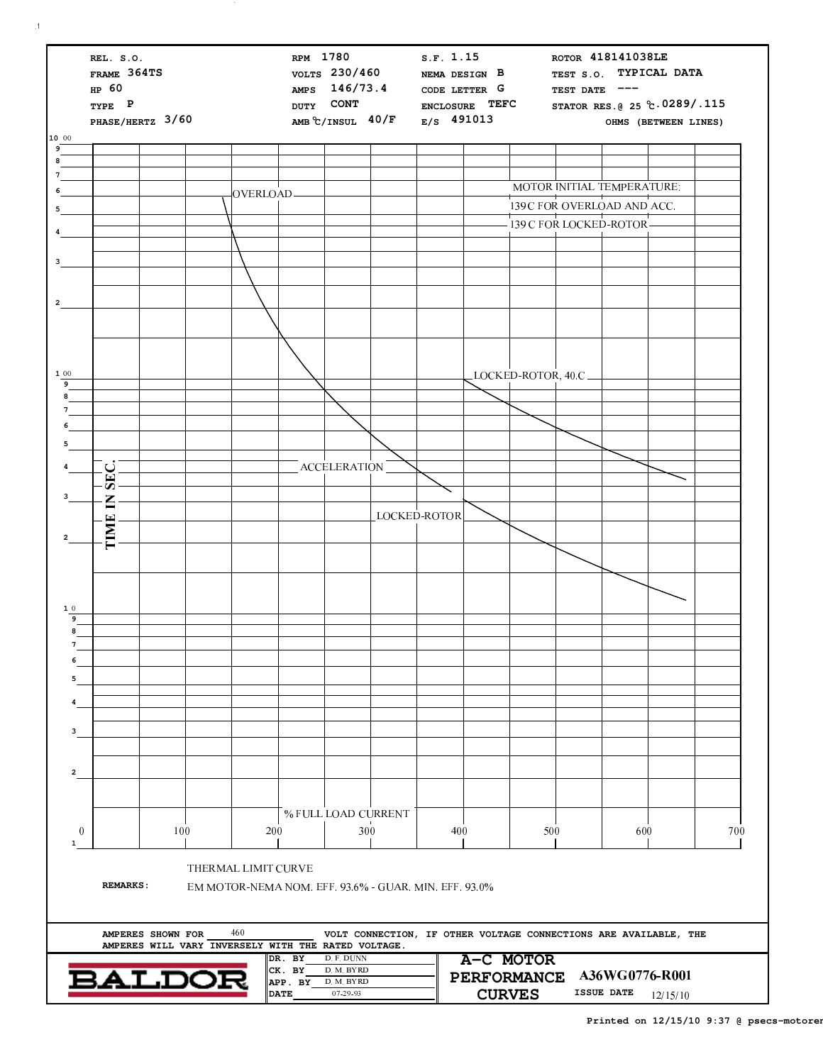| | | | |
|---|---|---|---|
| REL. S.O. | RPM 1780 | S.F. 1.15 | ROTOR 418141038LE |
| FRAME 364TS | VOLTS 230/460 | NEMA DESIGN B | TEST S.O. TYPICAL DATA |
| HP 60 | AMPS 146/73.4 | CODE LETTER G | TEST DATE --- |
| TYPE P | DUTY CONT | ENCLOSURE TEFC | STATOR RES.@ 25 ℃ .0289/.115 |
| PHASE/HERTZ 3/60 | AMB ℃/INSUL 40/F | E/S 491013 | OHMS (BETWEEN LINES) |

MOTOR INITIAL TEMPERATURE:

139C FOR OVERLOAD AND ACC.

139 C FOR LOCKED-ROTOR

OVERLOAD

LOCKED-ROTOR, 40.C

ACCELERATION

LOCKED-ROTOR

TIME IN SEC.

10 00, 9, 8, 7, 6, 5, 4, 3, 2, 1 00, 9, 8, 7, 6, 5, 4, 3, 2, 1 0, 9, 8, 7, 6, 5, 4, 3, 2, 1

% FULL LOAD CURRENT

0, 100, 200, 300, 400, 500, 600, 700

THERMAL LIMIT CURVE

**REMARKS:** EM MOTOR-NEMA NOM. EFF. 93.6% - GUAR. MIN. EFF. 93.0%

AMPERES SHOWN FOR 460 VOLT CONNECTION, IF OTHER VOLTAGE CONNECTIONS ARE AVAILABLE, THE AMPERES WILL VARY INVERSELY WITH THE RATED VOLTAGE.

BALDOR

| | |
|---|---|
| DR. BY | D. F. DUNN |
| CK. BY | D. M. BYRD |
| APP. BY | D. M. BYRD |
| DATE | 07-29-93 |

A-C MOTOR PERFORMANCE CURVES

A36WG0776-R001

ISSUE DATE 12/15/10

Printed on 12/15/10 9:37 @ psecs-motorer